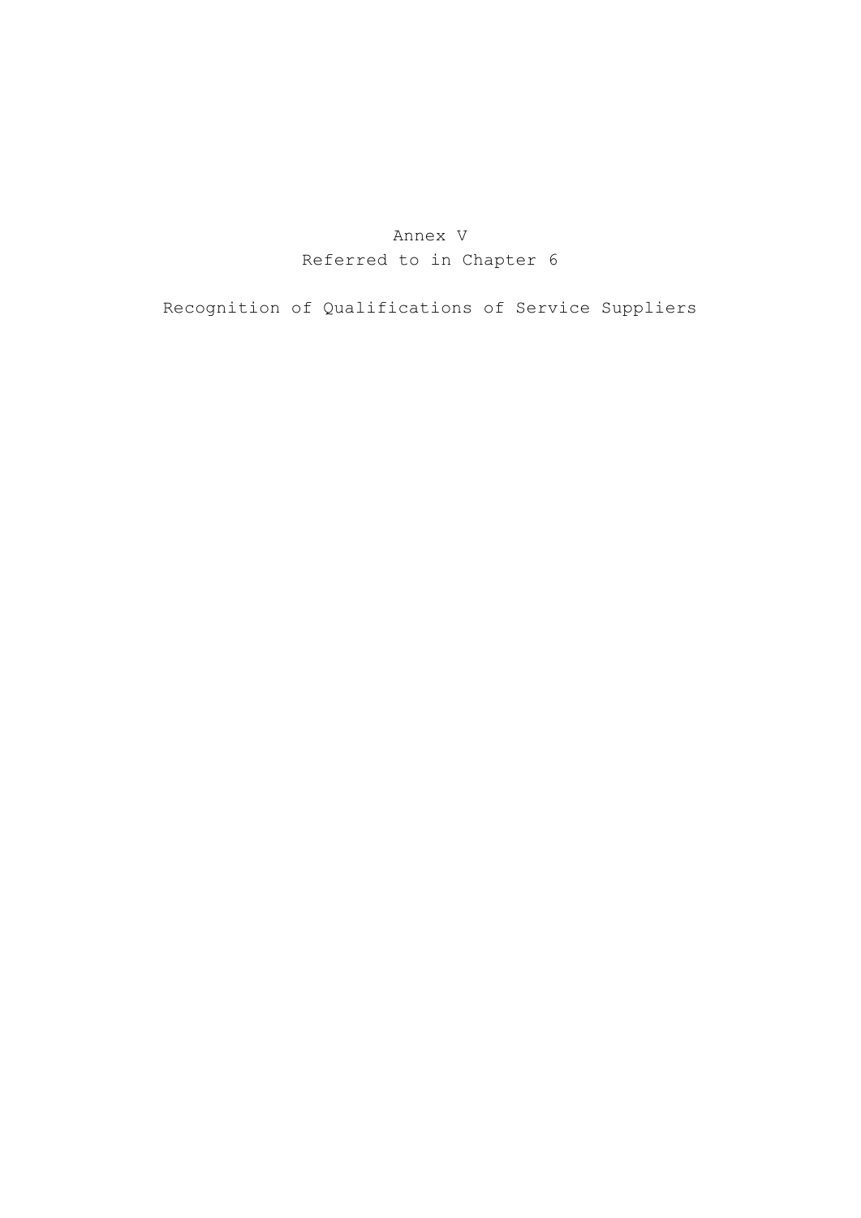# Annex V
Referred to in Chapter 6

## Recognition of Qualifications of Service Suppliers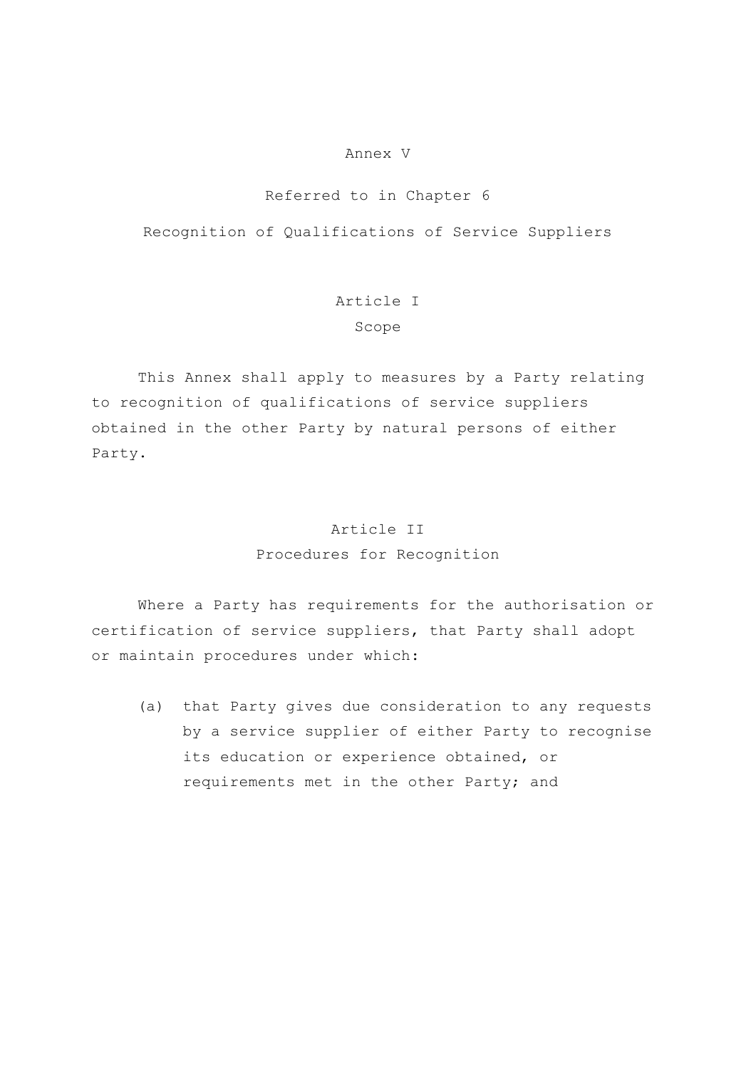# Annex V

Referred to in Chapter 6

Recognition of Qualifications of Service Suppliers

## Article I

### Scope

This Annex shall apply to measures by a Party relating to recognition of qualifications of service suppliers obtained in the other Party by natural persons of either Party.

## Article II

### Procedures for Recognition

Where a Party has requirements for the authorisation or certification of service suppliers, that Party shall adopt or maintain procedures under which:

(a) that Party gives due consideration to any requests by a service supplier of either Party to recognise its education or experience obtained, or requirements met in the other Party; and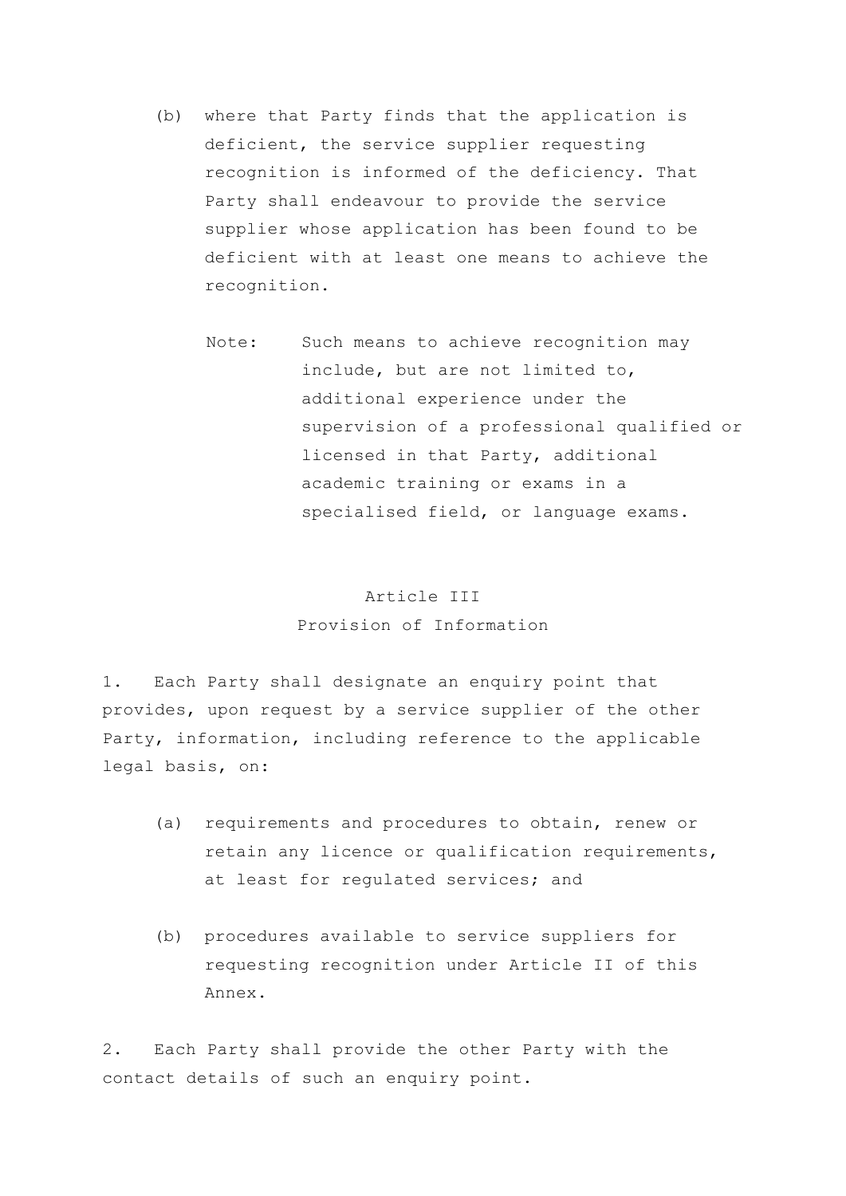(b) where that Party finds that the application is deficient, the service supplier requesting recognition is informed of the deficiency. That Party shall endeavour to provide the service supplier whose application has been found to be deficient with at least one means to achieve the recognition.

Note: Such means to achieve recognition may include, but are not limited to, additional experience under the supervision of a professional qualified or licensed in that Party, additional academic training or exams in a specialised field, or language exams.

## Article III
## Provision of Information

1. Each Party shall designate an enquiry point that provides, upon request by a service supplier of the other Party, information, including reference to the applicable legal basis, on:

(a) requirements and procedures to obtain, renew or retain any licence or qualification requirements, at least for regulated services; and

(b) procedures available to service suppliers for requesting recognition under Article II of this Annex.

2. Each Party shall provide the other Party with the contact details of such an enquiry point.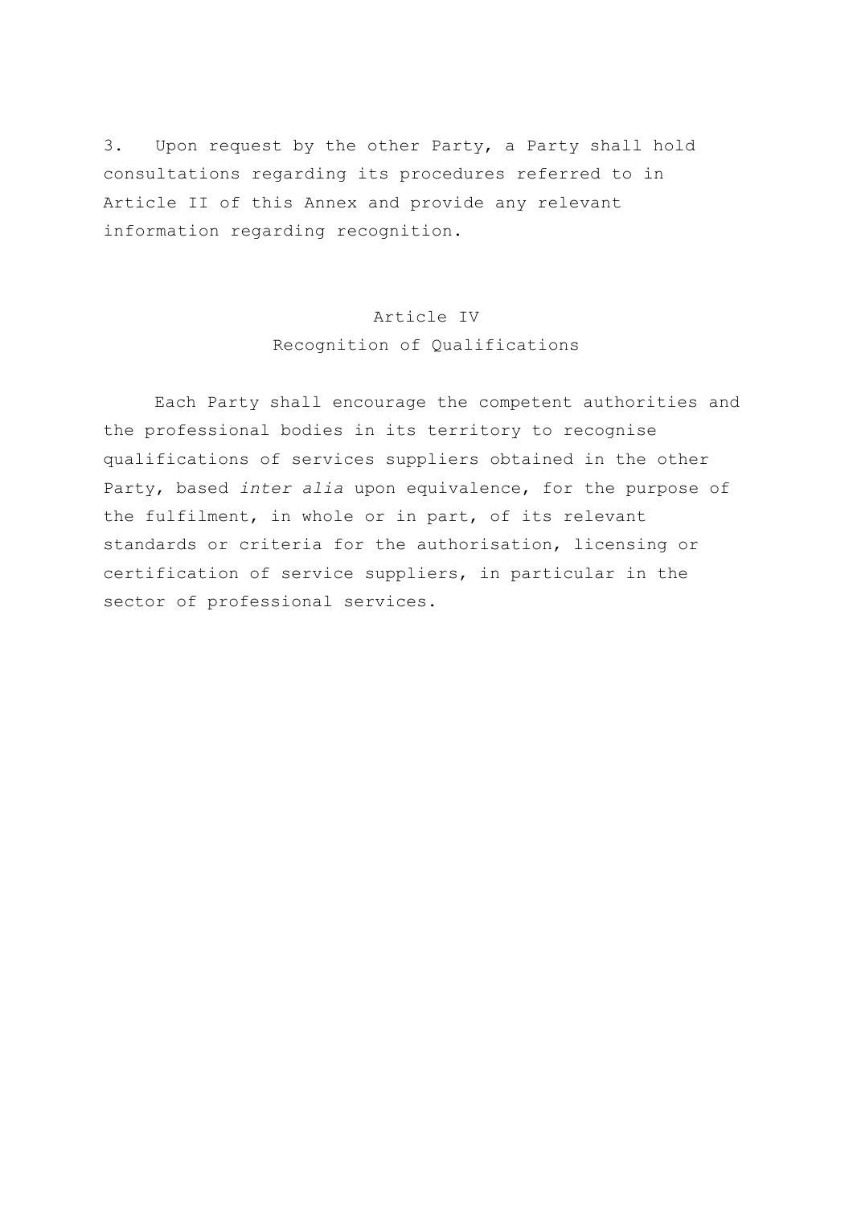3. Upon request by the other Party, a Party shall hold consultations regarding its procedures referred to in Article II of this Annex and provide any relevant information regarding recognition.

## Article IV
## Recognition of Qualifications

Each Party shall encourage the competent authorities and the professional bodies in its territory to recognise qualifications of services suppliers obtained in the other Party, based *inter alia* upon equivalence, for the purpose of the fulfilment, in whole or in part, of its relevant standards or criteria for the authorisation, licensing or certification of service suppliers, in particular in the sector of professional services.